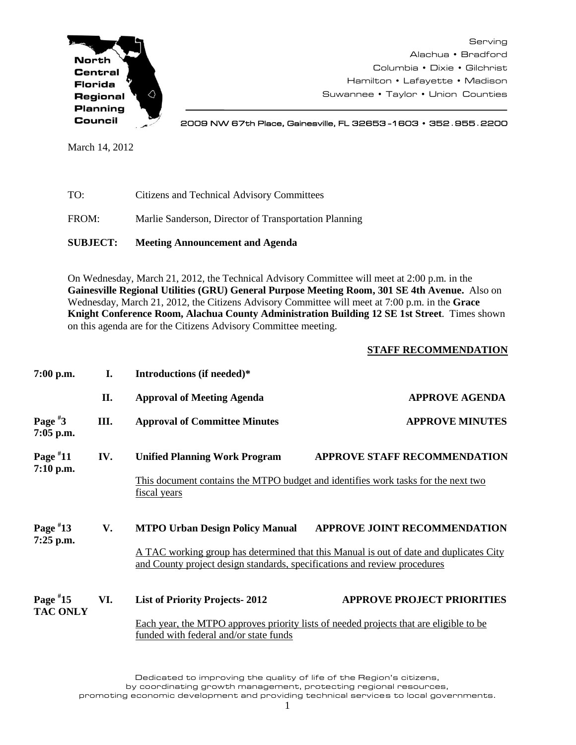**North Central Florida Regional Planning Council**

Serving
Alachua • Bradford
Columbia • Dixie • Gilchrist
Hamilton • Lafayette • Madison
Suwannee • Taylor • Union Counties

2009 NW 67th Place, Gainesville, FL 32653-1603 • 352.955.2200

March 14, 2012

TO: Citizens and Technical Advisory Committees

FROM: Marlie Sanderson, Director of Transportation Planning

**SUBJECT: Meeting Announcement and Agenda**

On Wednesday, March 21, 2012, the Technical Advisory Committee will meet at 2:00 p.m. in the **Gainesville Regional Utilities (GRU) General Purpose Meeting Room, 301 SE 4th Avenue.** Also on Wednesday, March 21, 2012, the Citizens Advisory Committee will meet at 7:00 p.m. in the **Grace Knight Conference Room, Alachua County Administration Building 12 SE 1st Street**. Times shown on this agenda are for the Citizens Advisory Committee meeting.

**STAFF RECOMMENDATION**

| | | | |
|---|---|---|---|
| 7:00 p.m. | I. | **Introductions (if needed)*** | |
| | II. | **Approval of Meeting Agenda** | **APPROVE AGENDA** |
| Page #3<br>7:05 p.m. | III. | **Approval of Committee Minutes** | **APPROVE MINUTES** |
| Page #11<br>7:10 p.m. | IV. | **Unified Planning Work Program**<br>This document contains the MTPO budget and identifies work tasks for the next two fiscal years | **APPROVE STAFF RECOMMENDATION** |
| Page #13<br>7:25 p.m. | V. | **MTPO Urban Design Policy Manual**<br>A TAC working group has determined that this Manual is out of date and duplicates City and County project design standards, specifications and review procedures | **APPROVE JOINT RECOMMENDATION** |
| Page #15<br>TAC ONLY | VI. | **List of Priority Projects- 2012**<br>Each year, the MTPO approves priority lists of needed projects that are eligible to be funded with federal and/or state funds | **APPROVE PROJECT PRIORITIES** |

Dedicated to improving the quality of life of the Region's citizens,
by coordinating growth management, protecting regional resources,
promoting economic development and providing technical services to local governments.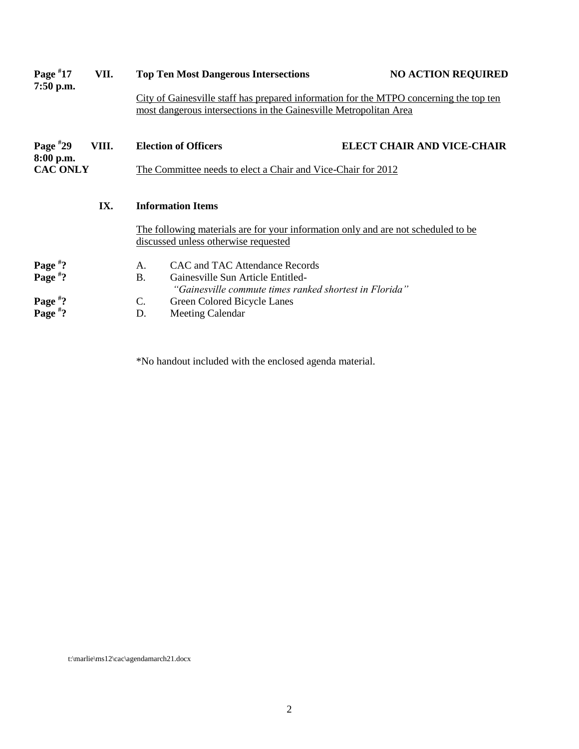**Page #17** **VII.** **Top Ten Most Dangerous Intersections** **NO ACTION REQUIRED**
**7:50 p.m.**

City of Gainesville staff has prepared information for the MTPO concerning the top ten most dangerous intersections in the Gainesville Metropolitan Area

**Page #29** **VIII.** **Election of Officers** **ELECT CHAIR AND VICE-CHAIR**
**8:00 p.m.**
**CAC ONLY**

The Committee needs to elect a Chair and Vice-Chair for 2012

**IX.** **Information Items**

The following materials are for your information only and are not scheduled to be discussed unless otherwise requested

**Page #?** A. CAC and TAC Attendance Records
**Page #?** B. Gainesville Sun Article Entitled- *"Gainesville commute times ranked shortest in Florida"*
**Page #?** C. Green Colored Bicycle Lanes
**Page #?** D. Meeting Calendar

*No handout included with the enclosed agenda material.

t:\marlie\ms12\cac\agendamarch21.docx